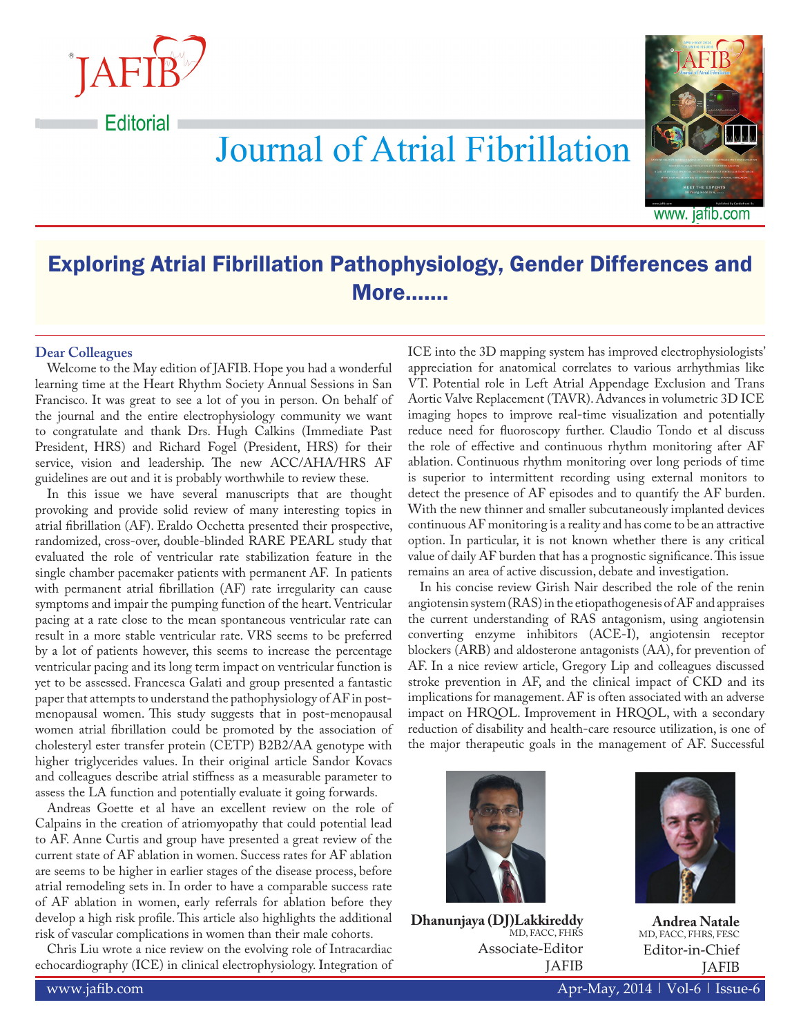Editorial

# Exploring Atrial Fibrillation Pathophysiology, Gender Differences and More.......

**Dear Colleagues**

Welcome to the May edition of JAFIB. Hope you had a wonderful learning time at the Heart Rhythm Society Annual Sessions in San Francisco. It was great to see a lot of you in person. On behalf of the journal and the entire electrophysiology community we want to congratulate and thank Drs. Hugh Calkins (Immediate Past President, HRS) and Richard Fogel (President, HRS) for their service, vision and leadership. The new ACC/AHA/HRS AF guidelines are out and it is probably worthwhile to review these.

In this issue we have several manuscripts that are thought provoking and provide solid review of many interesting topics in atrial fibrillation (AF). Eraldo Occhetta presented their prospective, randomized, cross-over, double-blinded RARE PEARL study that evaluated the role of ventricular rate stabilization feature in the single chamber pacemaker patients with permanent AF. In patients with permanent atrial fibrillation (AF) rate irregularity can cause symptoms and impair the pumping function of the heart. Ventricular pacing at a rate close to the mean spontaneous ventricular rate can result in a more stable ventricular rate. VRS seems to be preferred by a lot of patients however, this seems to increase the percentage ventricular pacing and its long term impact on ventricular function is yet to be assessed. Francesca Galati and group presented a fantastic paper that attempts to understand the pathophysiology of AF in post-menopausal women. This study suggests that in post-menopausal women atrial fibrillation could be promoted by the association of cholesteryl ester transfer protein (CETP) B2B2/AA genotype with higher triglycerides values. In their original article Sandor Kovacs and colleagues describe atrial stiffness as a measurable parameter to assess the LA function and potentially evaluate it going forwards.

Andreas Goette et al have an excellent review on the role of Calpains in the creation of atriomyopathy that could potential lead to AF. Anne Curtis and group have presented a great review of the current state of AF ablation in women. Success rates for AF ablation are seems to be higher in earlier stages of the disease process, before atrial remodeling sets in. In order to have a comparable success rate of AF ablation in women, early referrals for ablation before they develop a high risk profile. This article also highlights the additional risk of vascular complications in women than their male cohorts.

Chris Liu wrote a nice review on the evolving role of Intracardiac echocardiography (ICE) in clinical electrophysiology. Integration of ICE into the 3D mapping system has improved electrophysiologists' appreciation for anatomical correlates to various arrhythmias like VT. Potential role in Left Atrial Appendage Exclusion and Trans Aortic Valve Replacement (TAVR). Advances in volumetric 3D ICE imaging hopes to improve real-time visualization and potentially reduce need for fluoroscopy further. Claudio Tondo et al discuss the role of effective and continuous rhythm monitoring after AF ablation. Continuous rhythm monitoring over long periods of time is superior to intermittent recording using external monitors to detect the presence of AF episodes and to quantify the AF burden. With the new thinner and smaller subcutaneously implanted devices continuous AF monitoring is a reality and has come to be an attractive option. In particular, it is not known whether there is any critical value of daily AF burden that has a prognostic significance. This issue remains an area of active discussion, debate and investigation.

In his concise review Girish Nair described the role of the renin angiotensin system (RAS) in the etiopathogenesis of AF and appraises the current understanding of RAS antagonism, using angiotensin converting enzyme inhibitors (ACE-I), angiotensin receptor blockers (ARB) and aldosterone antagonists (AA), for prevention of AF. In a nice review article, Gregory Lip and colleagues discussed stroke prevention in AF, and the clinical impact of CKD and its implications for management. AF is often associated with an adverse impact on HRQOL. Improvement in HRQOL, with a secondary reduction of disability and health-care resource utilization, is one of the major therapeutic goals in the management of AF. Successful

**Dhanunjaya (DJ)Lakkireddy**
MD, FACC, FHRS
Associate-Editor
JAFIB

**Andrea Natale**
MD, FACC, FHRS, FESC
Editor-in-Chief
JAFIB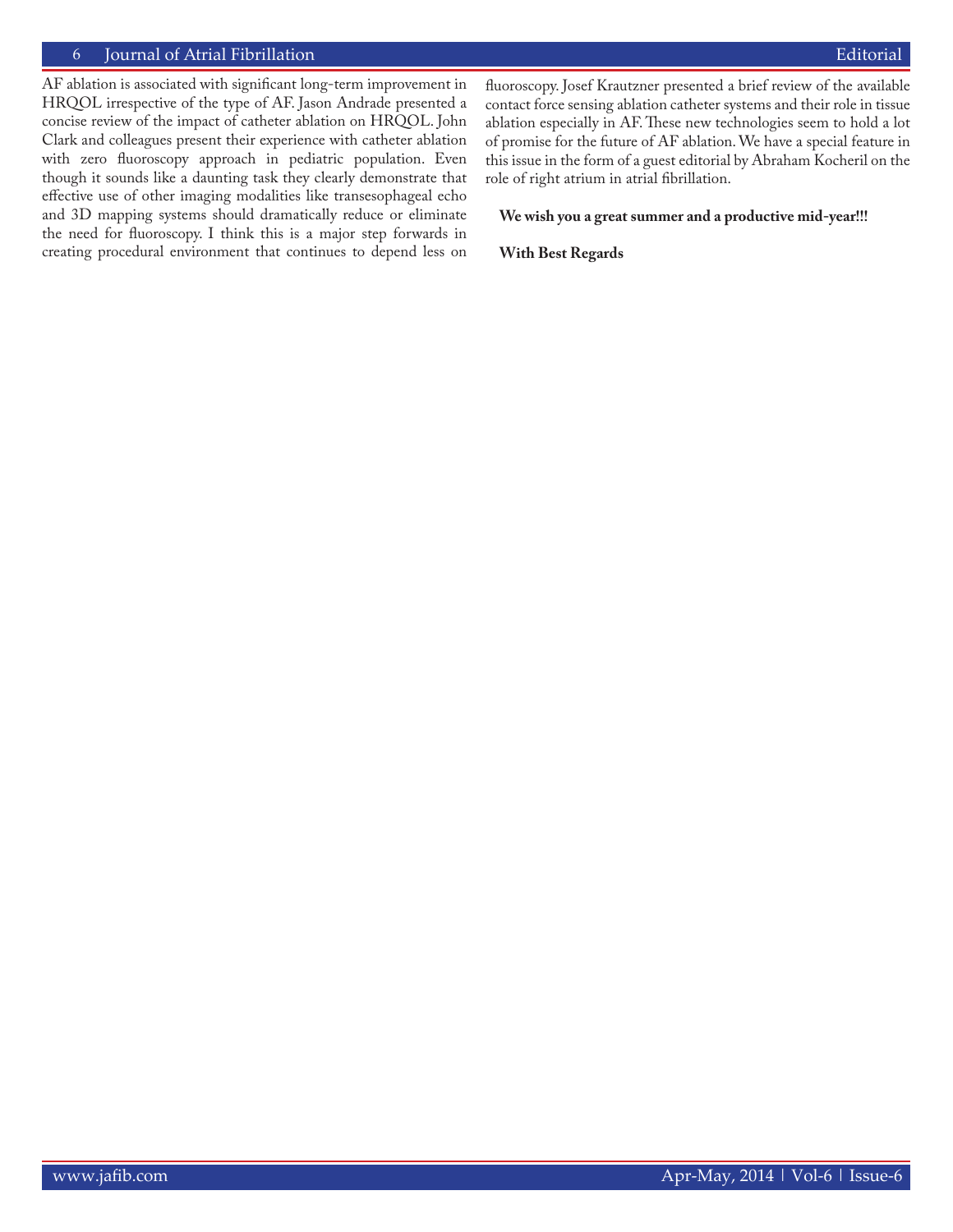AF ablation is associated with significant long-term improvement in HRQOL irrespective of the type of AF. Jason Andrade presented a concise review of the impact of catheter ablation on HRQOL. John Clark and colleagues present their experience with catheter ablation with zero fluoroscopy approach in pediatric population. Even though it sounds like a daunting task they clearly demonstrate that effective use of other imaging modalities like transesophageal echo and 3D mapping systems should dramatically reduce or eliminate the need for fluoroscopy. I think this is a major step forwards in creating procedural environment that continues to depend less on fluoroscopy. Josef Krautzner presented a brief review of the available contact force sensing ablation catheter systems and their role in tissue ablation especially in AF. These new technologies seem to hold a lot of promise for the future of AF ablation. We have a special feature in this issue in the form of a guest editorial by Abraham Kocheril on the role of right atrium in atrial fibrillation.

**We wish you a great summer and a productive mid-year!!!**

**With Best Regards**